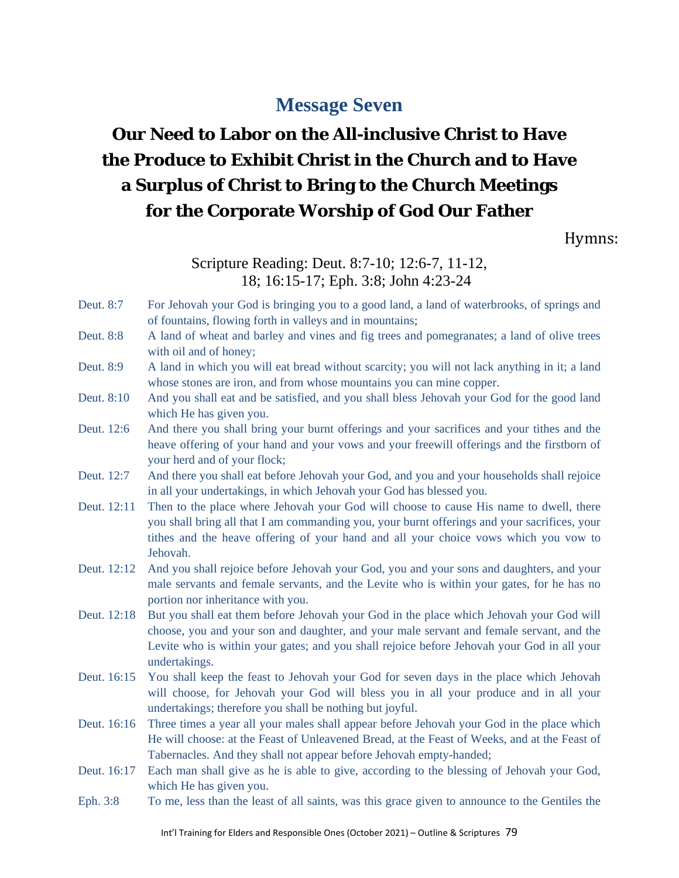# Message Seven

## Our Need to Labor on the All-inclusive Christ to Have the Produce to Exhibit Christ in the Church and to Have a Surplus of Christ to Bring to the Church Meetings for the Corporate Worship of God Our Father

Hymns:

Scripture Reading: Deut. 8:7-10; 12:6-7, 11-12, 18; 16:15-17; Eph. 3:8; John 4:23-24

Deut. 8:7 For Jehovah your God is bringing you to a good land, a land of waterbrooks, of springs and of fountains, flowing forth in valleys and in mountains;

Deut. 8:8 A land of wheat and barley and vines and fig trees and pomegranates; a land of olive trees with oil and of honey;

Deut. 8:9 A land in which you will eat bread without scarcity; you will not lack anything in it; a land whose stones are iron, and from whose mountains you can mine copper.

Deut. 8:10 And you shall eat and be satisfied, and you shall bless Jehovah your God for the good land which He has given you.

Deut. 12:6 And there you shall bring your burnt offerings and your sacrifices and your tithes and the heave offering of your hand and your vows and your freewill offerings and the firstborn of your herd and of your flock;

Deut. 12:7 And there you shall eat before Jehovah your God, and you and your households shall rejoice in all your undertakings, in which Jehovah your God has blessed you.

Deut. 12:11 Then to the place where Jehovah your God will choose to cause His name to dwell, there you shall bring all that I am commanding you, your burnt offerings and your sacrifices, your tithes and the heave offering of your hand and all your choice vows which you vow to Jehovah.

Deut. 12:12 And you shall rejoice before Jehovah your God, you and your sons and daughters, and your male servants and female servants, and the Levite who is within your gates, for he has no portion nor inheritance with you.

Deut. 12:18 But you shall eat them before Jehovah your God in the place which Jehovah your God will choose, you and your son and daughter, and your male servant and female servant, and the Levite who is within your gates; and you shall rejoice before Jehovah your God in all your undertakings.

Deut. 16:15 You shall keep the feast to Jehovah your God for seven days in the place which Jehovah will choose, for Jehovah your God will bless you in all your produce and in all your undertakings; therefore you shall be nothing but joyful.

Deut. 16:16 Three times a year all your males shall appear before Jehovah your God in the place which He will choose: at the Feast of Unleavened Bread, at the Feast of Weeks, and at the Feast of Tabernacles. And they shall not appear before Jehovah empty-handed;

Deut. 16:17 Each man shall give as he is able to give, according to the blessing of Jehovah your God, which He has given you.

Eph. 3:8 To me, less than the least of all saints, was this grace given to announce to the Gentiles the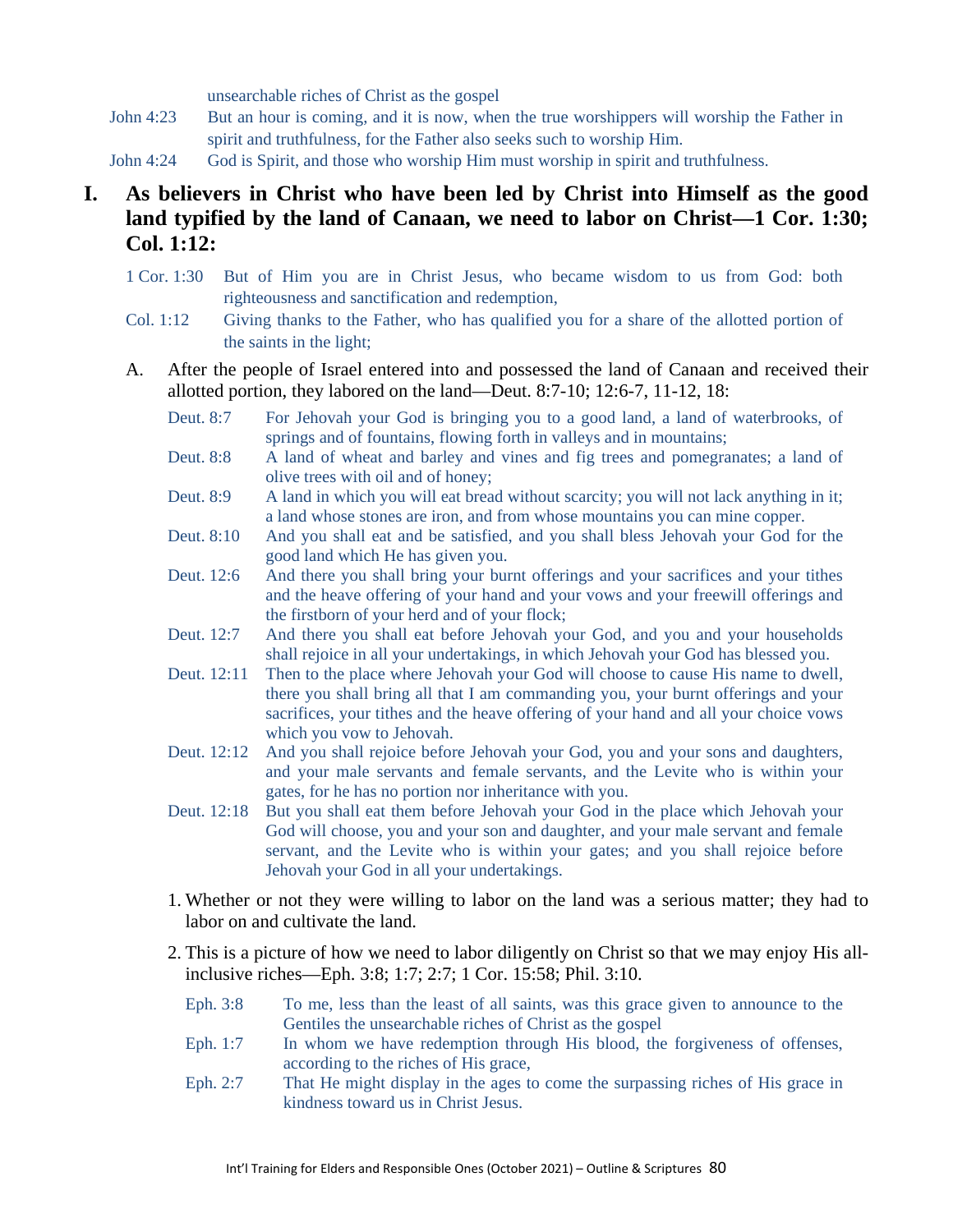unsearchable riches of Christ as the gospel

John 4:23 But an hour is coming, and it is now, when the true worshippers will worship the Father in spirit and truthfulness, for the Father also seeks such to worship Him.

John 4:24 God is Spirit, and those who worship Him must worship in spirit and truthfulness.

## I. As believers in Christ who have been led by Christ into Himself as the good land typified by the land of Canaan, we need to labor on Christ—1 Cor. 1:30; Col. 1:12:

1 Cor. 1:30 But of Him you are in Christ Jesus, who became wisdom to us from God: both righteousness and sanctification and redemption,

Col. 1:12 Giving thanks to the Father, who has qualified you for a share of the allotted portion of the saints in the light;

A. After the people of Israel entered into and possessed the land of Canaan and received their allotted portion, they labored on the land—Deut. 8:7-10; 12:6-7, 11-12, 18:

Deut. 8:7 For Jehovah your God is bringing you to a good land, a land of waterbrooks, of springs and of fountains, flowing forth in valleys and in mountains;

Deut. 8:8 A land of wheat and barley and vines and fig trees and pomegranates; a land of olive trees with oil and of honey;

Deut. 8:9 A land in which you will eat bread without scarcity; you will not lack anything in it; a land whose stones are iron, and from whose mountains you can mine copper.

Deut. 8:10 And you shall eat and be satisfied, and you shall bless Jehovah your God for the good land which He has given you.

Deut. 12:6 And there you shall bring your burnt offerings and your sacrifices and your tithes and the heave offering of your hand and your vows and your freewill offerings and the firstborn of your herd and of your flock;

Deut. 12:7 And there you shall eat before Jehovah your God, and you and your households shall rejoice in all your undertakings, in which Jehovah your God has blessed you.

Deut. 12:11 Then to the place where Jehovah your God will choose to cause His name to dwell, there you shall bring all that I am commanding you, your burnt offerings and your sacrifices, your tithes and the heave offering of your hand and all your choice vows which you vow to Jehovah.

Deut. 12:12 And you shall rejoice before Jehovah your God, you and your sons and daughters, and your male servants and female servants, and the Levite who is within your gates, for he has no portion nor inheritance with you.

Deut. 12:18 But you shall eat them before Jehovah your God in the place which Jehovah your God will choose, you and your son and daughter, and your male servant and female servant, and the Levite who is within your gates; and you shall rejoice before Jehovah your God in all your undertakings.

1. Whether or not they were willing to labor on the land was a serious matter; they had to labor on and cultivate the land.

2. This is a picture of how we need to labor diligently on Christ so that we may enjoy His all-inclusive riches—Eph. 3:8; 1:7; 2:7; 1 Cor. 15:58; Phil. 3:10.

Eph. 3:8 To me, less than the least of all saints, was this grace given to announce to the Gentiles the unsearchable riches of Christ as the gospel

Eph. 1:7 In whom we have redemption through His blood, the forgiveness of offenses, according to the riches of His grace,

Eph. 2:7 That He might display in the ages to come the surpassing riches of His grace in kindness toward us in Christ Jesus.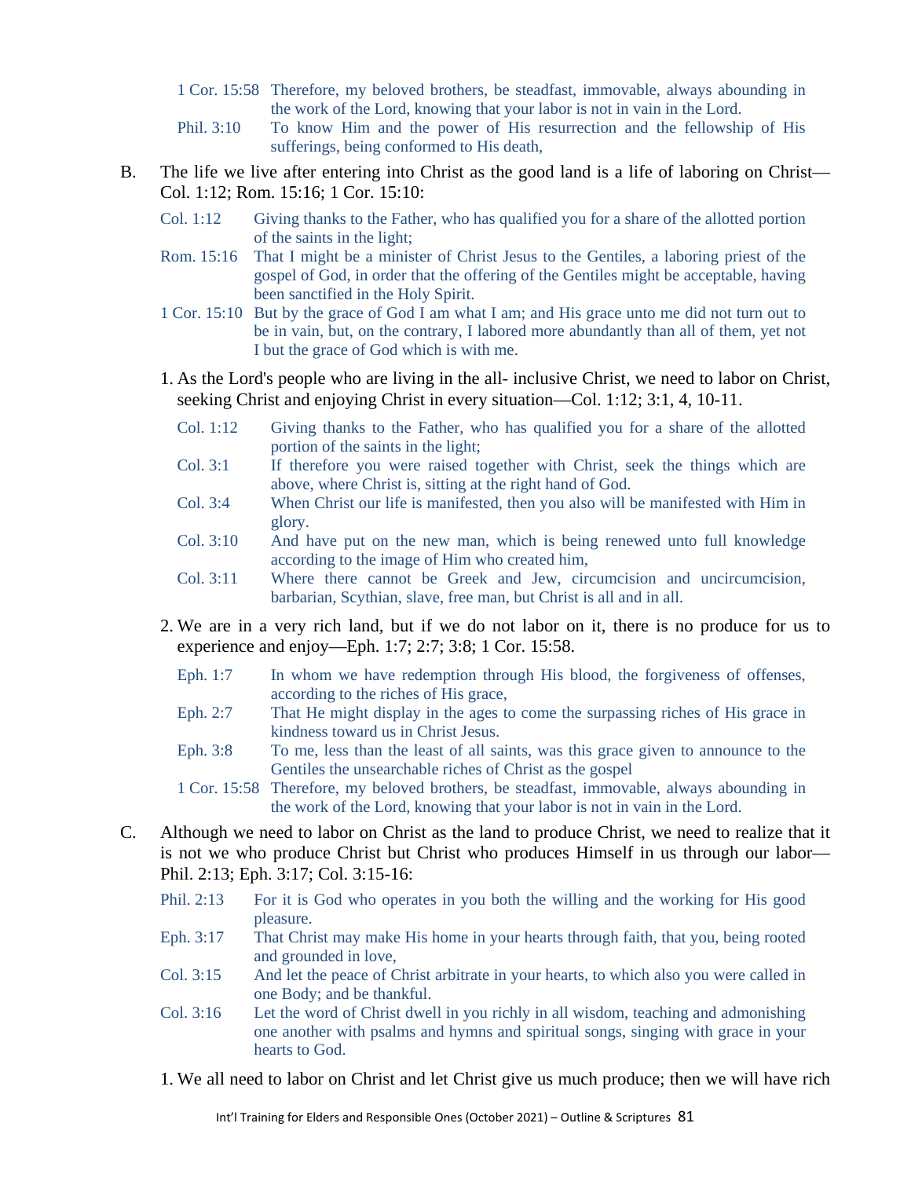1 Cor. 15:58 Therefore, my beloved brothers, be steadfast, immovable, always abounding in the work of the Lord, knowing that your labor is not in vain in the Lord.

Phil. 3:10 To know Him and the power of His resurrection and the fellowship of His sufferings, being conformed to His death,

B. The life we live after entering into Christ as the good land is a life of laboring on Christ—Col. 1:12; Rom. 15:16; 1 Cor. 15:10:

Col. 1:12 Giving thanks to the Father, who has qualified you for a share of the allotted portion of the saints in the light;

Rom. 15:16 That I might be a minister of Christ Jesus to the Gentiles, a laboring priest of the gospel of God, in order that the offering of the Gentiles might be acceptable, having been sanctified in the Holy Spirit.

1 Cor. 15:10 But by the grace of God I am what I am; and His grace unto me did not turn out to be in vain, but, on the contrary, I labored more abundantly than all of them, yet not I but the grace of God which is with me.

1. As the Lord's people who are living in the all- inclusive Christ, we need to labor on Christ, seeking Christ and enjoying Christ in every situation—Col. 1:12; 3:1, 4, 10-11.

Col. 1:12 Giving thanks to the Father, who has qualified you for a share of the allotted portion of the saints in the light;

Col. 3:1 If therefore you were raised together with Christ, seek the things which are above, where Christ is, sitting at the right hand of God.

Col. 3:4 When Christ our life is manifested, then you also will be manifested with Him in glory.

Col. 3:10 And have put on the new man, which is being renewed unto full knowledge according to the image of Him who created him,

Col. 3:11 Where there cannot be Greek and Jew, circumcision and uncircumcision, barbarian, Scythian, slave, free man, but Christ is all and in all.

2. We are in a very rich land, but if we do not labor on it, there is no produce for us to experience and enjoy—Eph. 1:7; 2:7; 3:8; 1 Cor. 15:58.

Eph. 1:7 In whom we have redemption through His blood, the forgiveness of offenses, according to the riches of His grace,

Eph. 2:7 That He might display in the ages to come the surpassing riches of His grace in kindness toward us in Christ Jesus.

Eph. 3:8 To me, less than the least of all saints, was this grace given to announce to the Gentiles the unsearchable riches of Christ as the gospel

1 Cor. 15:58 Therefore, my beloved brothers, be steadfast, immovable, always abounding in the work of the Lord, knowing that your labor is not in vain in the Lord.

C. Although we need to labor on Christ as the land to produce Christ, we need to realize that it is not we who produce Christ but Christ who produces Himself in us through our labor—Phil. 2:13; Eph. 3:17; Col. 3:15-16:

Phil. 2:13 For it is God who operates in you both the willing and the working for His good pleasure.

Eph. 3:17 That Christ may make His home in your hearts through faith, that you, being rooted and grounded in love,

Col. 3:15 And let the peace of Christ arbitrate in your hearts, to which also you were called in one Body; and be thankful.

Col. 3:16 Let the word of Christ dwell in you richly in all wisdom, teaching and admonishing one another with psalms and hymns and spiritual songs, singing with grace in your hearts to God.

1. We all need to labor on Christ and let Christ give us much produce; then we will have rich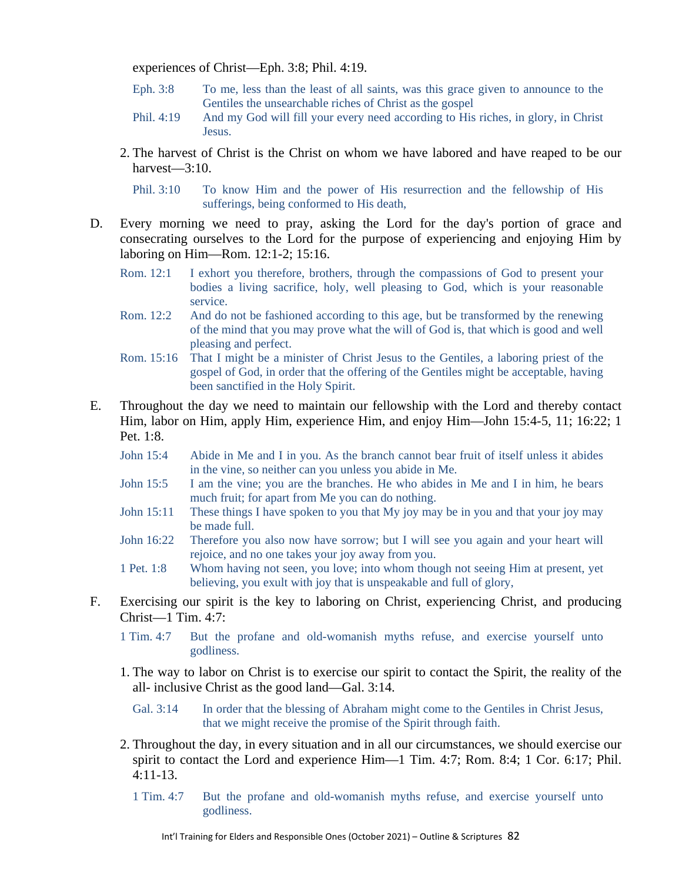experiences of Christ—Eph. 3:8; Phil. 4:19.

Eph. 3:8 To me, less than the least of all saints, was this grace given to announce to the Gentiles the unsearchable riches of Christ as the gospel

Phil. 4:19 And my God will fill your every need according to His riches, in glory, in Christ Jesus.

2. The harvest of Christ is the Christ on whom we have labored and have reaped to be our harvest—3:10.

Phil. 3:10 To know Him and the power of His resurrection and the fellowship of His sufferings, being conformed to His death,

D. Every morning we need to pray, asking the Lord for the day's portion of grace and consecrating ourselves to the Lord for the purpose of experiencing and enjoying Him by laboring on Him—Rom. 12:1-2; 15:16.

Rom. 12:1 I exhort you therefore, brothers, through the compassions of God to present your bodies a living sacrifice, holy, well pleasing to God, which is your reasonable service.

Rom. 12:2 And do not be fashioned according to this age, but be transformed by the renewing of the mind that you may prove what the will of God is, that which is good and well pleasing and perfect.

Rom. 15:16 That I might be a minister of Christ Jesus to the Gentiles, a laboring priest of the gospel of God, in order that the offering of the Gentiles might be acceptable, having been sanctified in the Holy Spirit.

E. Throughout the day we need to maintain our fellowship with the Lord and thereby contact Him, labor on Him, apply Him, experience Him, and enjoy Him—John 15:4-5, 11; 16:22; 1 Pet. 1:8.

John 15:4 Abide in Me and I in you. As the branch cannot bear fruit of itself unless it abides in the vine, so neither can you unless you abide in Me.

John 15:5 I am the vine; you are the branches. He who abides in Me and I in him, he bears much fruit; for apart from Me you can do nothing.

John 15:11 These things I have spoken to you that My joy may be in you and that your joy may be made full.

John 16:22 Therefore you also now have sorrow; but I will see you again and your heart will rejoice, and no one takes your joy away from you.

1 Pet. 1:8 Whom having not seen, you love; into whom though not seeing Him at present, yet believing, you exult with joy that is unspeakable and full of glory,

F. Exercising our spirit is the key to laboring on Christ, experiencing Christ, and producing Christ—1 Tim. 4:7:

1 Tim. 4:7 But the profane and old-womanish myths refuse, and exercise yourself unto godliness.

1. The way to labor on Christ is to exercise our spirit to contact the Spirit, the reality of the all- inclusive Christ as the good land—Gal. 3:14.

Gal. 3:14 In order that the blessing of Abraham might come to the Gentiles in Christ Jesus, that we might receive the promise of the Spirit through faith.

2. Throughout the day, in every situation and in all our circumstances, we should exercise our spirit to contact the Lord and experience Him—1 Tim. 4:7; Rom. 8:4; 1 Cor. 6:17; Phil. 4:11-13.

1 Tim. 4:7 But the profane and old-womanish myths refuse, and exercise yourself unto godliness.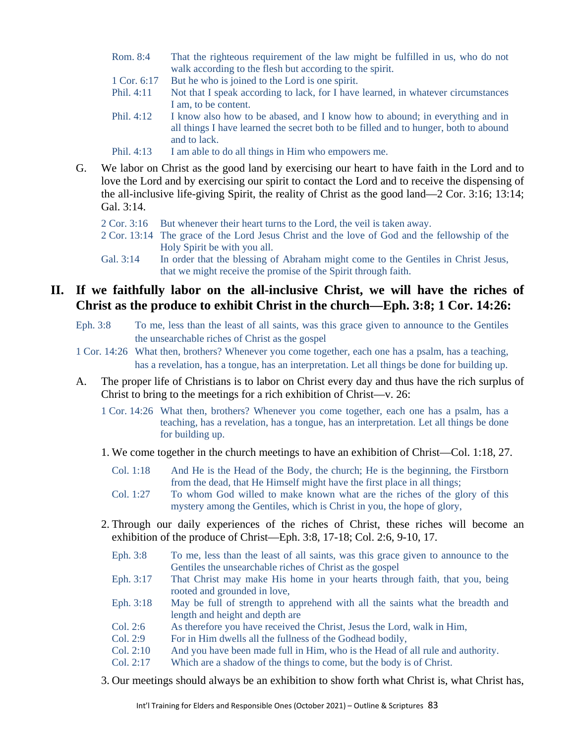Rom. 8:4 That the righteous requirement of the law might be fulfilled in us, who do not walk according to the flesh but according to the spirit.

1 Cor. 6:17 But he who is joined to the Lord is one spirit.

Phil. 4:11 Not that I speak according to lack, for I have learned, in whatever circumstances I am, to be content.

Phil. 4:12 I know also how to be abased, and I know how to abound; in everything and in all things I have learned the secret both to be filled and to hunger, both to abound and to lack.

Phil. 4:13 I am able to do all things in Him who empowers me.

G. We labor on Christ as the good land by exercising our heart to have faith in the Lord and to love the Lord and by exercising our spirit to contact the Lord and to receive the dispensing of the all-inclusive life-giving Spirit, the reality of Christ as the good land—2 Cor. 3:16; 13:14; Gal. 3:14.

2 Cor. 3:16 But whenever their heart turns to the Lord, the veil is taken away.

2 Cor. 13:14 The grace of the Lord Jesus Christ and the love of God and the fellowship of the Holy Spirit be with you all.

Gal. 3:14 In order that the blessing of Abraham might come to the Gentiles in Christ Jesus, that we might receive the promise of the Spirit through faith.

## II. If we faithfully labor on the all-inclusive Christ, we will have the riches of Christ as the produce to exhibit Christ in the church—Eph. 3:8; 1 Cor. 14:26:

Eph. 3:8 To me, less than the least of all saints, was this grace given to announce to the Gentiles the unsearchable riches of Christ as the gospel

1 Cor. 14:26 What then, brothers? Whenever you come together, each one has a psalm, has a teaching, has a revelation, has a tongue, has an interpretation. Let all things be done for building up.

A. The proper life of Christians is to labor on Christ every day and thus have the rich surplus of Christ to bring to the meetings for a rich exhibition of Christ—v. 26:

1 Cor. 14:26 What then, brothers? Whenever you come together, each one has a psalm, has a teaching, has a revelation, has a tongue, has an interpretation. Let all things be done for building up.

1. We come together in the church meetings to have an exhibition of Christ—Col. 1:18, 27.

Col. 1:18 And He is the Head of the Body, the church; He is the beginning, the Firstborn from the dead, that He Himself might have the first place in all things;

Col. 1:27 To whom God willed to make known what are the riches of the glory of this mystery among the Gentiles, which is Christ in you, the hope of glory,

2. Through our daily experiences of the riches of Christ, these riches will become an exhibition of the produce of Christ—Eph. 3:8, 17-18; Col. 2:6, 9-10, 17.

Eph. 3:8 To me, less than the least of all saints, was this grace given to announce to the Gentiles the unsearchable riches of Christ as the gospel

Eph. 3:17 That Christ may make His home in your hearts through faith, that you, being rooted and grounded in love,

Eph. 3:18 May be full of strength to apprehend with all the saints what the breadth and length and height and depth are

Col. 2:6 As therefore you have received the Christ, Jesus the Lord, walk in Him,

Col. 2:9 For in Him dwells all the fullness of the Godhead bodily,

Col. 2:10 And you have been made full in Him, who is the Head of all rule and authority.

Col. 2:17 Which are a shadow of the things to come, but the body is of Christ.

3. Our meetings should always be an exhibition to show forth what Christ is, what Christ has,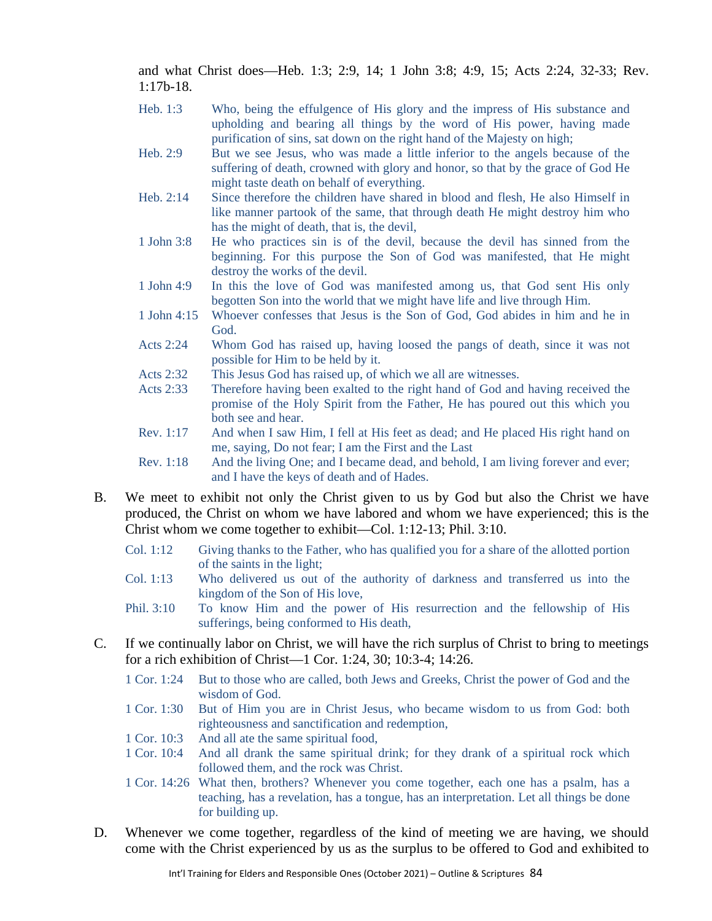and what Christ does—Heb. 1:3; 2:9, 14; 1 John 3:8; 4:9, 15; Acts 2:24, 32-33; Rev. 1:17b-18.

| | |
|---|---|
| Heb. 1:3 | Who, being the effulgence of His glory and the impress of His substance and upholding and bearing all things by the word of His power, having made purification of sins, sat down on the right hand of the Majesty on high; |
| Heb. 2:9 | But we see Jesus, who was made a little inferior to the angels because of the suffering of death, crowned with glory and honor, so that by the grace of God He might taste death on behalf of everything. |
| Heb. 2:14 | Since therefore the children have shared in blood and flesh, He also Himself in like manner partook of the same, that through death He might destroy him who has the might of death, that is, the devil, |
| 1 John 3:8 | He who practices sin is of the devil, because the devil has sinned from the beginning. For this purpose the Son of God was manifested, that He might destroy the works of the devil. |
| 1 John 4:9 | In this the love of God was manifested among us, that God sent His only begotten Son into the world that we might have life and live through Him. |
| 1 John 4:15 | Whoever confesses that Jesus is the Son of God, God abides in him and he in God. |
| Acts 2:24 | Whom God has raised up, having loosed the pangs of death, since it was not possible for Him to be held by it. |
| Acts 2:32 | This Jesus God has raised up, of which we all are witnesses. |
| Acts 2:33 | Therefore having been exalted to the right hand of God and having received the promise of the Holy Spirit from the Father, He has poured out this which you both see and hear. |
| Rev. 1:17 | And when I saw Him, I fell at His feet as dead; and He placed His right hand on me, saying, Do not fear; I am the First and the Last |
| Rev. 1:18 | And the living One; and I became dead, and behold, I am living forever and ever; and I have the keys of death and of Hades. |

B. We meet to exhibit not only the Christ given to us by God but also the Christ we have produced, the Christ on whom we have labored and whom we have experienced; this is the Christ whom we come together to exhibit—Col. 1:12-13; Phil. 3:10.

| | |
|---|---|
| Col. 1:12 | Giving thanks to the Father, who has qualified you for a share of the allotted portion of the saints in the light; |
| Col. 1:13 | Who delivered us out of the authority of darkness and transferred us into the kingdom of the Son of His love, |
| Phil. 3:10 | To know Him and the power of His resurrection and the fellowship of His sufferings, being conformed to His death, |

C. If we continually labor on Christ, we will have the rich surplus of Christ to bring to meetings for a rich exhibition of Christ—1 Cor. 1:24, 30; 10:3-4; 14:26.

| | |
|---|---|
| 1 Cor. 1:24 | But to those who are called, both Jews and Greeks, Christ the power of God and the wisdom of God. |
| 1 Cor. 1:30 | But of Him you are in Christ Jesus, who became wisdom to us from God: both righteousness and sanctification and redemption, |
| 1 Cor. 10:3 | And all ate the same spiritual food, |
| 1 Cor. 10:4 | And all drank the same spiritual drink; for they drank of a spiritual rock which followed them, and the rock was Christ. |
| 1 Cor. 14:26 | What then, brothers? Whenever you come together, each one has a psalm, has a teaching, has a revelation, has a tongue, has an interpretation. Let all things be done for building up. |

D. Whenever we come together, regardless of the kind of meeting we are having, we should come with the Christ experienced by us as the surplus to be offered to God and exhibited to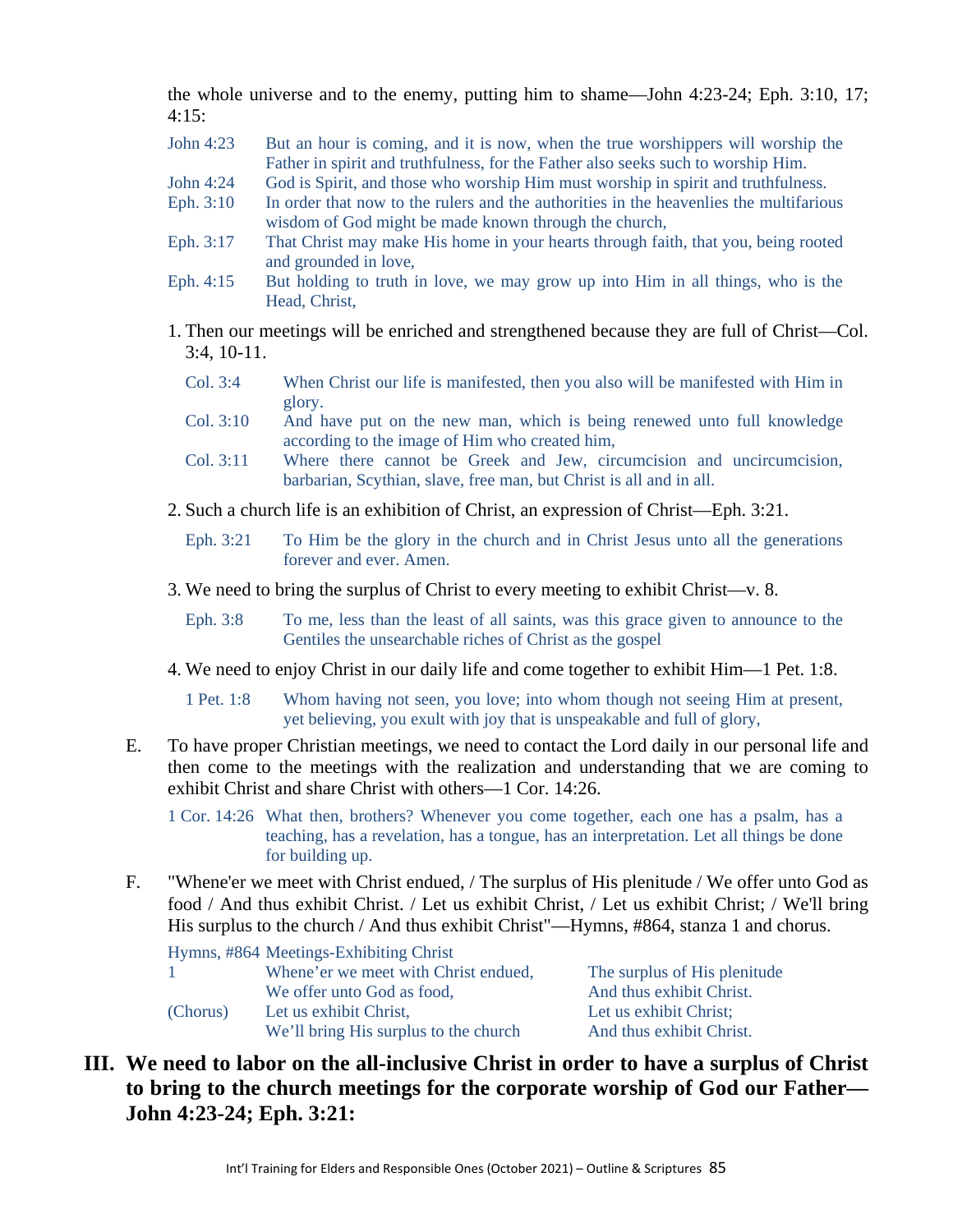the whole universe and to the enemy, putting him to shame—John 4:23-24; Eph. 3:10, 17; 4:15:

John 4:23 But an hour is coming, and it is now, when the true worshippers will worship the Father in spirit and truthfulness, for the Father also seeks such to worship Him.

John 4:24 God is Spirit, and those who worship Him must worship in spirit and truthfulness.

Eph. 3:10 In order that now to the rulers and the authorities in the heavenlies the multifarious wisdom of God might be made known through the church,

Eph. 3:17 That Christ may make His home in your hearts through faith, that you, being rooted and grounded in love,

Eph. 4:15 But holding to truth in love, we may grow up into Him in all things, who is the Head, Christ,

1. Then our meetings will be enriched and strengthened because they are full of Christ—Col. 3:4, 10-11.

   Col. 3:4 When Christ our life is manifested, then you also will be manifested with Him in glory.

   Col. 3:10 And have put on the new man, which is being renewed unto full knowledge according to the image of Him who created him,

   Col. 3:11 Where there cannot be Greek and Jew, circumcision and uncircumcision, barbarian, Scythian, slave, free man, but Christ is all and in all.

2. Such a church life is an exhibition of Christ, an expression of Christ—Eph. 3:21.

   Eph. 3:21 To Him be the glory in the church and in Christ Jesus unto all the generations forever and ever. Amen.

3. We need to bring the surplus of Christ to every meeting to exhibit Christ—v. 8.

   Eph. 3:8 To me, less than the least of all saints, was this grace given to announce to the Gentiles the unsearchable riches of Christ as the gospel

4. We need to enjoy Christ in our daily life and come together to exhibit Him—1 Pet. 1:8.

   1 Pet. 1:8 Whom having not seen, you love; into whom though not seeing Him at present, yet believing, you exult with joy that is unspeakable and full of glory,

E. To have proper Christian meetings, we need to contact the Lord daily in our personal life and then come to the meetings with the realization and understanding that we are coming to exhibit Christ and share Christ with others—1 Cor. 14:26.

   1 Cor. 14:26 What then, brothers? Whenever you come together, each one has a psalm, has a teaching, has a revelation, has a tongue, has an interpretation. Let all things be done for building up.

F. "Whene'er we meet with Christ endued, / The surplus of His plenitude / We offer unto God as food / And thus exhibit Christ. / Let us exhibit Christ, / Let us exhibit Christ; / We'll bring His surplus to the church / And thus exhibit Christ"—Hymns, #864, stanza 1 and chorus.

   Hymns, #864 Meetings-Exhibiting Christ

   1 Whene'er we meet with Christ endued, The surplus of His plenitude
   We offer unto God as food, And thus exhibit Christ.

   (Chorus) Let us exhibit Christ, Let us exhibit Christ;
   We'll bring His surplus to the church And thus exhibit Christ.

## III. We need to labor on the all-inclusive Christ in order to have a surplus of Christ to bring to the church meetings for the corporate worship of God our Father—John 4:23-24; Eph. 3:21: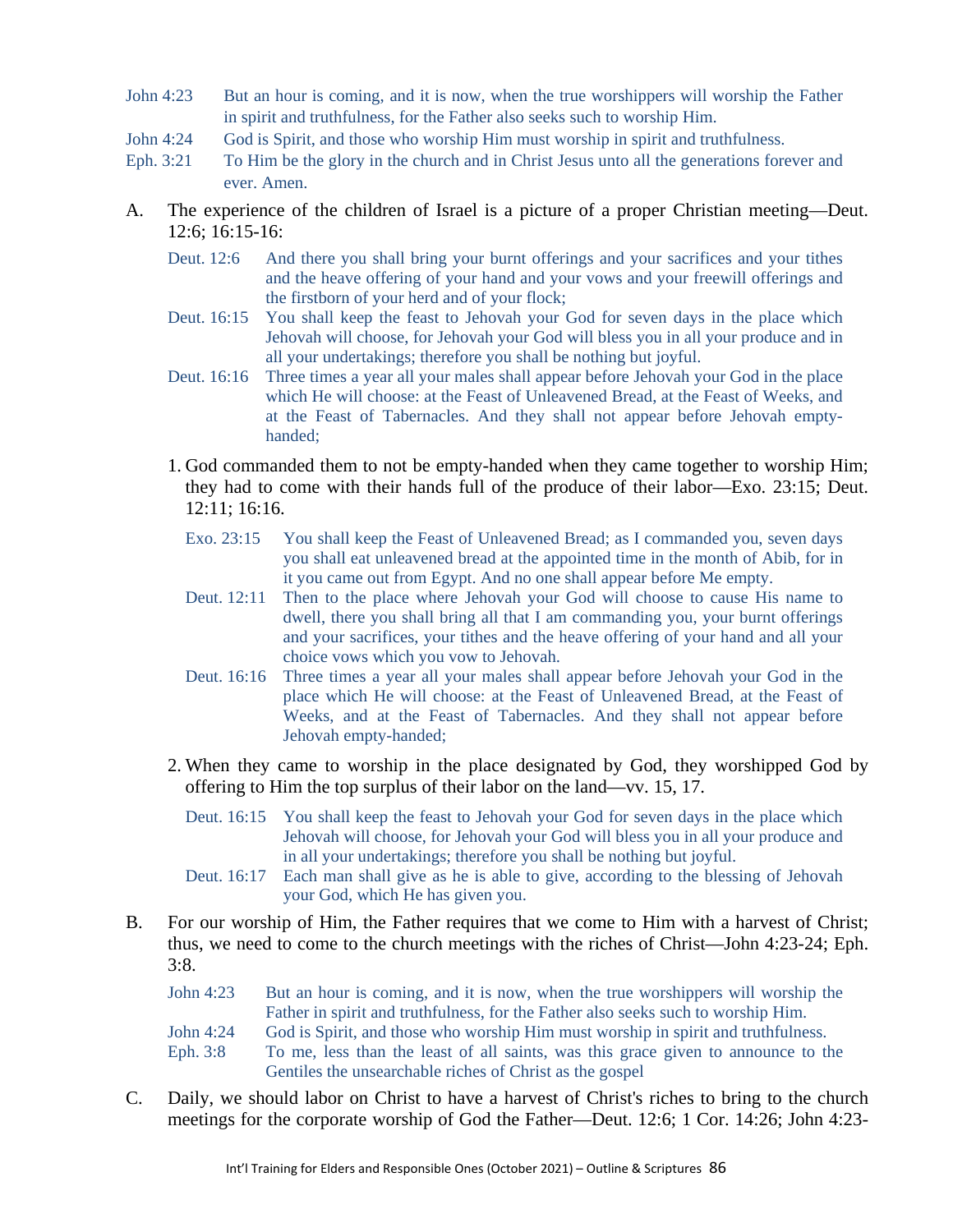John 4:23 But an hour is coming, and it is now, when the true worshippers will worship the Father in spirit and truthfulness, for the Father also seeks such to worship Him.

John 4:24 God is Spirit, and those who worship Him must worship in spirit and truthfulness.

Eph. 3:21 To Him be the glory in the church and in Christ Jesus unto all the generations forever and ever. Amen.

A. The experience of the children of Israel is a picture of a proper Christian meeting—Deut. 12:6; 16:15-16:

Deut. 12:6 And there you shall bring your burnt offerings and your sacrifices and your tithes and the heave offering of your hand and your vows and your freewill offerings and the firstborn of your herd and of your flock;

Deut. 16:15 You shall keep the feast to Jehovah your God for seven days in the place which Jehovah will choose, for Jehovah your God will bless you in all your produce and in all your undertakings; therefore you shall be nothing but joyful.

Deut. 16:16 Three times a year all your males shall appear before Jehovah your God in the place which He will choose: at the Feast of Unleavened Bread, at the Feast of Weeks, and at the Feast of Tabernacles. And they shall not appear before Jehovah empty-handed;

1. God commanded them to not be empty-handed when they came together to worship Him; they had to come with their hands full of the produce of their labor—Exo. 23:15; Deut. 12:11; 16:16.

Exo. 23:15 You shall keep the Feast of Unleavened Bread; as I commanded you, seven days you shall eat unleavened bread at the appointed time in the month of Abib, for in it you came out from Egypt. And no one shall appear before Me empty.

Deut. 12:11 Then to the place where Jehovah your God will choose to cause His name to dwell, there you shall bring all that I am commanding you, your burnt offerings and your sacrifices, your tithes and the heave offering of your hand and all your choice vows which you vow to Jehovah.

Deut. 16:16 Three times a year all your males shall appear before Jehovah your God in the place which He will choose: at the Feast of Unleavened Bread, at the Feast of Weeks, and at the Feast of Tabernacles. And they shall not appear before Jehovah empty-handed;

2. When they came to worship in the place designated by God, they worshipped God by offering to Him the top surplus of their labor on the land—vv. 15, 17.

Deut. 16:15 You shall keep the feast to Jehovah your God for seven days in the place which Jehovah will choose, for Jehovah your God will bless you in all your produce and in all your undertakings; therefore you shall be nothing but joyful.

Deut. 16:17 Each man shall give as he is able to give, according to the blessing of Jehovah your God, which He has given you.

B. For our worship of Him, the Father requires that we come to Him with a harvest of Christ; thus, we need to come to the church meetings with the riches of Christ—John 4:23-24; Eph. 3:8.

John 4:23 But an hour is coming, and it is now, when the true worshippers will worship the Father in spirit and truthfulness, for the Father also seeks such to worship Him.

John 4:24 God is Spirit, and those who worship Him must worship in spirit and truthfulness.

Eph. 3:8 To me, less than the least of all saints, was this grace given to announce to the Gentiles the unsearchable riches of Christ as the gospel

C. Daily, we should labor on Christ to have a harvest of Christ's riches to bring to the church meetings for the corporate worship of God the Father—Deut. 12:6; 1 Cor. 14:26; John 4:23-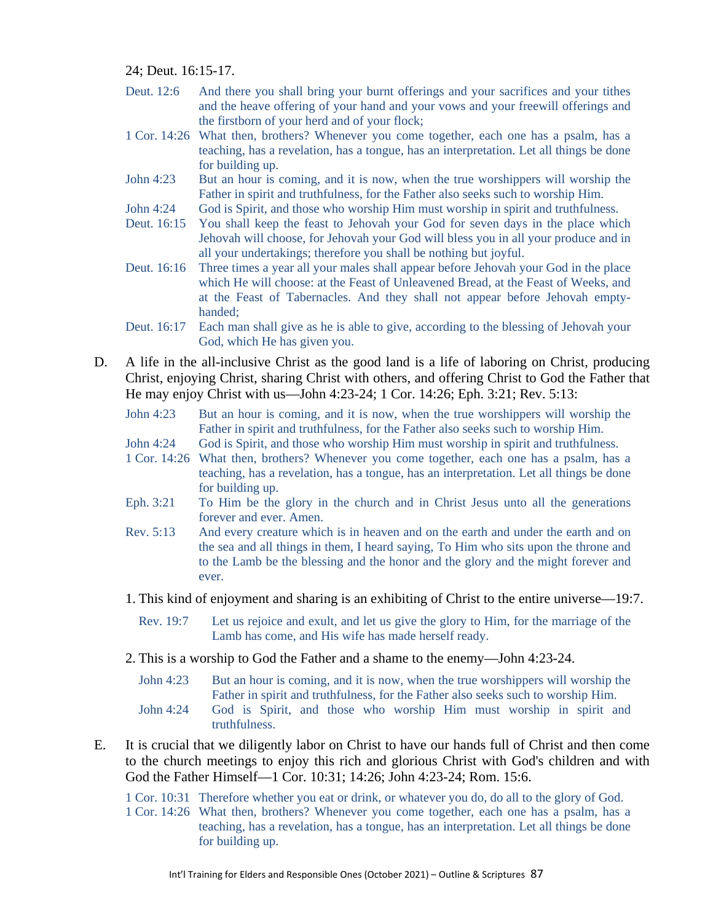24; Deut. 16:15-17.

Deut. 12:6 And there you shall bring your burnt offerings and your sacrifices and your tithes and the heave offering of your hand and your vows and your freewill offerings and the firstborn of your herd and of your flock;

1 Cor. 14:26 What then, brothers? Whenever you come together, each one has a psalm, has a teaching, has a revelation, has a tongue, has an interpretation. Let all things be done for building up.

John 4:23 But an hour is coming, and it is now, when the true worshippers will worship the Father in spirit and truthfulness, for the Father also seeks such to worship Him.

John 4:24 God is Spirit, and those who worship Him must worship in spirit and truthfulness.

Deut. 16:15 You shall keep the feast to Jehovah your God for seven days in the place which Jehovah will choose, for Jehovah your God will bless you in all your produce and in all your undertakings; therefore you shall be nothing but joyful.

Deut. 16:16 Three times a year all your males shall appear before Jehovah your God in the place which He will choose: at the Feast of Unleavened Bread, at the Feast of Weeks, and at the Feast of Tabernacles. And they shall not appear before Jehovah empty-handed;

Deut. 16:17 Each man shall give as he is able to give, according to the blessing of Jehovah your God, which He has given you.

D. A life in the all-inclusive Christ as the good land is a life of laboring on Christ, producing Christ, enjoying Christ, sharing Christ with others, and offering Christ to God the Father that He may enjoy Christ with us—John 4:23-24; 1 Cor. 14:26; Eph. 3:21; Rev. 5:13:

John 4:23 But an hour is coming, and it is now, when the true worshippers will worship the Father in spirit and truthfulness, for the Father also seeks such to worship Him.

John 4:24 God is Spirit, and those who worship Him must worship in spirit and truthfulness.

1 Cor. 14:26 What then, brothers? Whenever you come together, each one has a psalm, has a teaching, has a revelation, has a tongue, has an interpretation. Let all things be done for building up.

Eph. 3:21 To Him be the glory in the church and in Christ Jesus unto all the generations forever and ever. Amen.

Rev. 5:13 And every creature which is in heaven and on the earth and under the earth and on the sea and all things in them, I heard saying, To Him who sits upon the throne and to the Lamb be the blessing and the honor and the glory and the might forever and ever.

1. This kind of enjoyment and sharing is an exhibiting of Christ to the entire universe—19:7.

Rev. 19:7 Let us rejoice and exult, and let us give the glory to Him, for the marriage of the Lamb has come, and His wife has made herself ready.

2. This is a worship to God the Father and a shame to the enemy—John 4:23-24.

John 4:23 But an hour is coming, and it is now, when the true worshippers will worship the Father in spirit and truthfulness, for the Father also seeks such to worship Him.

John 4:24 God is Spirit, and those who worship Him must worship in spirit and truthfulness.

E. It is crucial that we diligently labor on Christ to have our hands full of Christ and then come to the church meetings to enjoy this rich and glorious Christ with God's children and with God the Father Himself—1 Cor. 10:31; 14:26; John 4:23-24; Rom. 15:6.

1 Cor. 10:31 Therefore whether you eat or drink, or whatever you do, do all to the glory of God.

1 Cor. 14:26 What then, brothers? Whenever you come together, each one has a psalm, has a teaching, has a revelation, has a tongue, has an interpretation. Let all things be done for building up.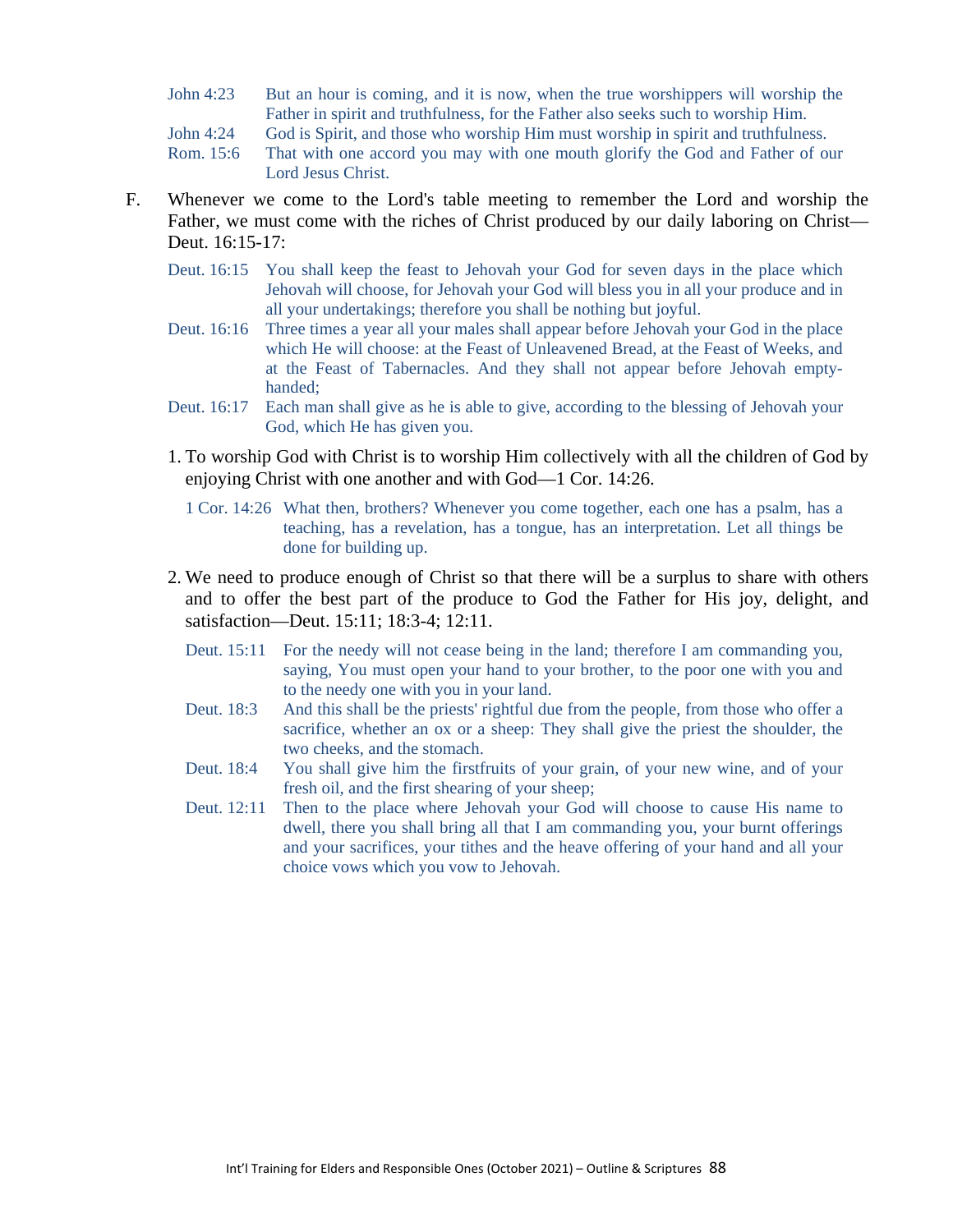John 4:23 But an hour is coming, and it is now, when the true worshippers will worship the Father in spirit and truthfulness, for the Father also seeks such to worship Him.

John 4:24 God is Spirit, and those who worship Him must worship in spirit and truthfulness.

Rom. 15:6 That with one accord you may with one mouth glorify the God and Father of our Lord Jesus Christ.

F. Whenever we come to the Lord's table meeting to remember the Lord and worship the Father, we must come with the riches of Christ produced by our daily laboring on Christ—Deut. 16:15-17:

Deut. 16:15 You shall keep the feast to Jehovah your God for seven days in the place which Jehovah will choose, for Jehovah your God will bless you in all your produce and in all your undertakings; therefore you shall be nothing but joyful.

Deut. 16:16 Three times a year all your males shall appear before Jehovah your God in the place which He will choose: at the Feast of Unleavened Bread, at the Feast of Weeks, and at the Feast of Tabernacles. And they shall not appear before Jehovah empty-handed;

Deut. 16:17 Each man shall give as he is able to give, according to the blessing of Jehovah your God, which He has given you.

1. To worship God with Christ is to worship Him collectively with all the children of God by enjoying Christ with one another and with God—1 Cor. 14:26.

   1 Cor. 14:26 What then, brothers? Whenever you come together, each one has a psalm, has a teaching, has a revelation, has a tongue, has an interpretation. Let all things be done for building up.

2. We need to produce enough of Christ so that there will be a surplus to share with others and to offer the best part of the produce to God the Father for His joy, delight, and satisfaction—Deut. 15:11; 18:3-4; 12:11.

   Deut. 15:11 For the needy will not cease being in the land; therefore I am commanding you, saying, You must open your hand to your brother, to the poor one with you and to the needy one with you in your land.

   Deut. 18:3 And this shall be the priests' rightful due from the people, from those who offer a sacrifice, whether an ox or a sheep: They shall give the priest the shoulder, the two cheeks, and the stomach.

   Deut. 18:4 You shall give him the firstfruits of your grain, of your new wine, and of your fresh oil, and the first shearing of your sheep;

   Deut. 12:11 Then to the place where Jehovah your God will choose to cause His name to dwell, there you shall bring all that I am commanding you, your burnt offerings and your sacrifices, your tithes and the heave offering of your hand and all your choice vows which you vow to Jehovah.